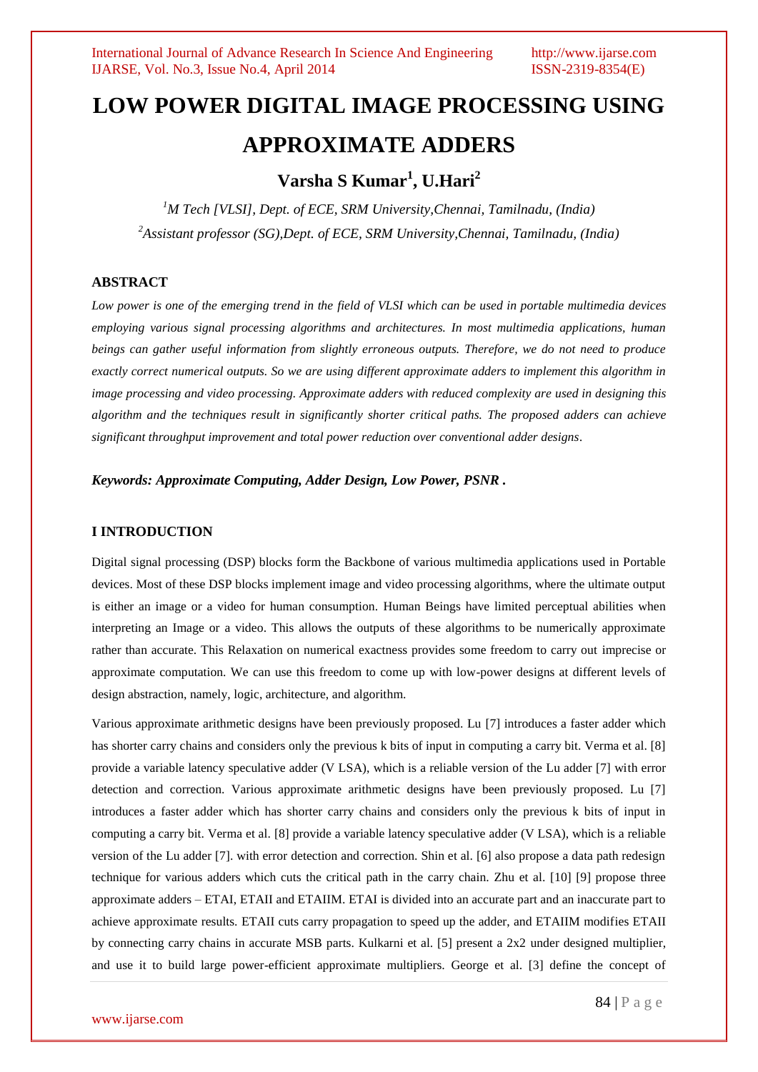# LOW POWER DIGITAL IMAGE PROCESSING USING APPROXIMATE ADDERS

## Varsha S Kumar[1], U.Hari[2]

*[1]M Tech [VLSI], Dept. of ECE, SRM University,Chennai, Tamilnadu, (India)*

*[2]Assistant professor (SG),Dept. of ECE, SRM University,Chennai, Tamilnadu, (India)*

### ABSTRACT

*Low power is one of the emerging trend in the field of VLSI which can be used in portable multimedia devices employing various signal processing algorithms and architectures. In most multimedia applications, human beings can gather useful information from slightly erroneous outputs. Therefore, we do not need to produce exactly correct numerical outputs. So we are using different approximate adders to implement this algorithm in image processing and video processing. Approximate adders with reduced complexity are used in designing this algorithm and the techniques result in significantly shorter critical paths. The proposed adders can achieve significant throughput improvement and total power reduction over conventional adder designs.*

***Keywords: Approximate Computing, Adder Design, Low Power, PSNR .***

### I INTRODUCTION

Digital signal processing (DSP) blocks form the Backbone of various multimedia applications used in Portable devices. Most of these DSP blocks implement image and video processing algorithms, where the ultimate output is either an image or a video for human consumption. Human Beings have limited perceptual abilities when interpreting an Image or a video. This allows the outputs of these algorithms to be numerically approximate rather than accurate. This Relaxation on numerical exactness provides some freedom to carry out imprecise or approximate computation. We can use this freedom to come up with low-power designs at different levels of design abstraction, namely, logic, architecture, and algorithm.

Various approximate arithmetic designs have been previously proposed. Lu [7] introduces a faster adder which has shorter carry chains and considers only the previous k bits of input in computing a carry bit. Verma et al. [8] provide a variable latency speculative adder (V LSA), which is a reliable version of the Lu adder [7] with error detection and correction. Various approximate arithmetic designs have been previously proposed. Lu [7] introduces a faster adder which has shorter carry chains and considers only the previous k bits of input in computing a carry bit. Verma et al. [8] provide a variable latency speculative adder (V LSA), which is a reliable version of the Lu adder [7]. with error detection and correction. Shin et al. [6] also propose a data path redesign technique for various adders which cuts the critical path in the carry chain. Zhu et al. [10] [9] propose three approximate adders – ETAI, ETAII and ETAIIM. ETAI is divided into an accurate part and an inaccurate part to achieve approximate results. ETAII cuts carry propagation to speed up the adder, and ETAIIM modifies ETAII by connecting carry chains in accurate MSB parts. Kulkarni et al. [5] present a 2x2 under designed multiplier, and use it to build large power-efficient approximate multipliers. George et al. [3] define the concept of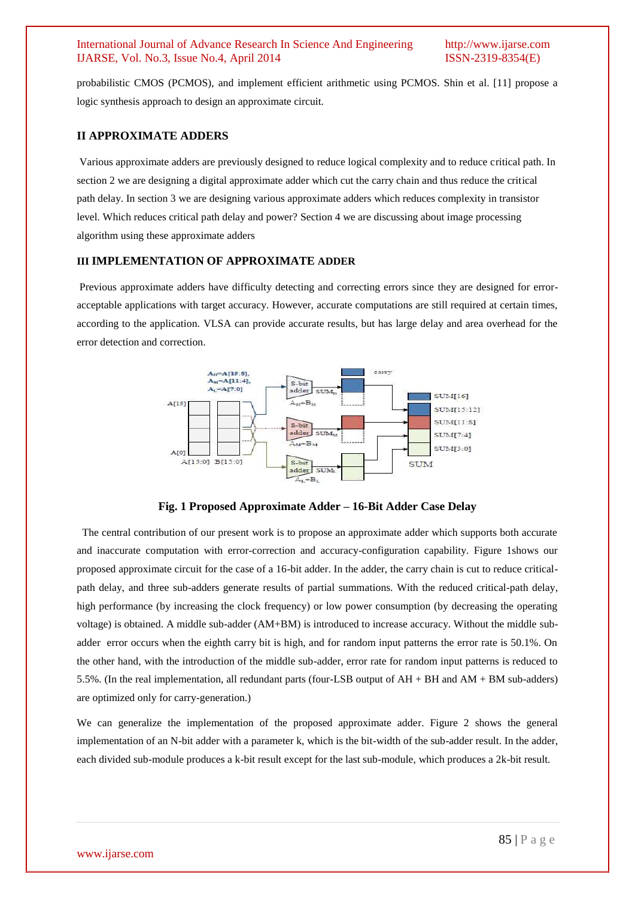probabilistic CMOS (PCMOS), and implement efficient arithmetic using PCMOS. Shin et al. [11] propose a logic synthesis approach to design an approximate circuit.

## II APPROXIMATE ADDERS

Various approximate adders are previously designed to reduce logical complexity and to reduce critical path. In section 2 we are designing a digital approximate adder which cut the carry chain and thus reduce the critical path delay. In section 3 we are designing various approximate adders which reduces complexity in transistor level. Which reduces critical path delay and power? Section 4 we are discussing about image processing algorithm using these approximate adders

## III IMPLEMENTATION OF APPROXIMATE ADDER

Previous approximate adders have difficulty detecting and correcting errors since they are designed for error-acceptable applications with target accuracy. However, accurate computations are still required at certain times, according to the application. VLSA can provide accurate results, but has large delay and area overhead for the error detection and correction.

**Fig. 1 Proposed Approximate Adder – 16-Bit Adder Case Delay**

The central contribution of our present work is to propose an approximate adder which supports both accurate and inaccurate computation with error-correction and accuracy-configuration capability. Figure 1shows our proposed approximate circuit for the case of a 16-bit adder. In the adder, the carry chain is cut to reduce critical-path delay, and three sub-adders generate results of partial summations. With the reduced critical-path delay, high performance (by increasing the clock frequency) or low power consumption (by decreasing the operating voltage) is obtained. A middle sub-adder (AM+BM) is introduced to increase accuracy. Without the middle sub-adder error occurs when the eighth carry bit is high, and for random input patterns the error rate is 50.1%. On the other hand, with the introduction of the middle sub-adder, error rate for random input patterns is reduced to 5.5%. (In the real implementation, all redundant parts (four-LSB output of AH + BH and AM + BM sub-adders) are optimized only for carry-generation.)

We can generalize the implementation of the proposed approximate adder. Figure 2 shows the general implementation of an N-bit adder with a parameter k, which is the bit-width of the sub-adder result. In the adder, each divided sub-module produces a k-bit result except for the last sub-module, which produces a 2k-bit result.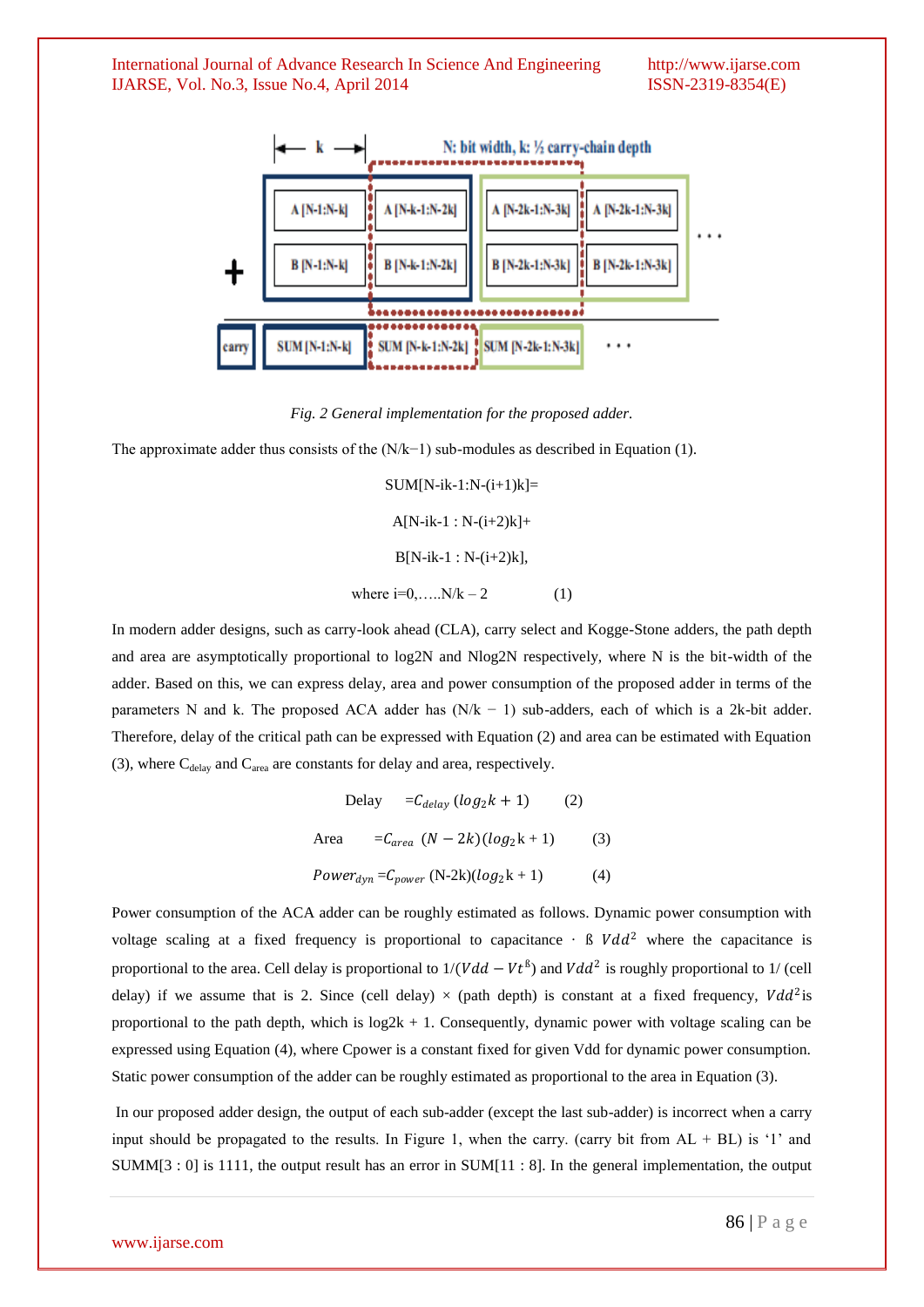Fig. 2 General implementation for the proposed adder.

The approximate adder thus consists of the (N/k−1) sub-modules as described in Equation (1).

$$SUM[N\text{-}ik\text{-}1:N\text{-}(i+1)k]= A[N\text{-}ik\text{-}1 : N\text{-}(i+2)k]+ B[N\text{-}ik\text{-}1 : N\text{-}(i+2)k],$$

$$\text{where } i=0,\ldots..N/k - 2 \qquad (1)$$

In modern adder designs, such as carry-look ahead (CLA), carry select and Kogge-Stone adders, the path depth and area are asymptotically proportional to log2N and Nlog2N respectively, where N is the bit-width of the adder. Based on this, we can express delay, area and power consumption of the proposed adder in terms of the parameters N and k. The proposed ACA adder has (N/k − 1) sub-adders, each of which is a 2k-bit adder. Therefore, delay of the critical path can be expressed with Equation (2) and area can be estimated with Equation (3), where $C_{delay}$ and $C_{area}$ are constants for delay and area, respectively.

$$\text{Delay} \quad = C_{delay}\,(log_2 k + 1) \qquad (2)$$

$$\text{Area} \quad = C_{area}\ (N - 2k)(log_2 k + 1) \qquad (3)$$

$$Power_{dyn} = C_{power}\ (N\text{-}2k)(log_2 k + 1) \qquad (4)$$

Power consumption of the ACA adder can be roughly estimated as follows. Dynamic power consumption with voltage scaling at a fixed frequency is proportional to capacitance · ß $Vdd^2$ where the capacitance is proportional to the area. Cell delay is proportional to $1/(Vdd - Vt^{ß})$ and $Vdd^2$ is roughly proportional to 1/ (cell delay) if we assume that is 2. Since (cell delay) × (path depth) is constant at a fixed frequency, $Vdd^2$is proportional to the path depth, which is log2k + 1. Consequently, dynamic power with voltage scaling can be expressed using Equation (4), where Cpower is a constant fixed for given Vdd for dynamic power consumption. Static power consumption of the adder can be roughly estimated as proportional to the area in Equation (3).

In our proposed adder design, the output of each sub-adder (except the last sub-adder) is incorrect when a carry input should be propagated to the results. In Figure 1, when the carry. (carry bit from AL + BL) is '1' and SUMM[3 : 0] is 1111, the output result has an error in SUM[11 : 8]. In the general implementation, the output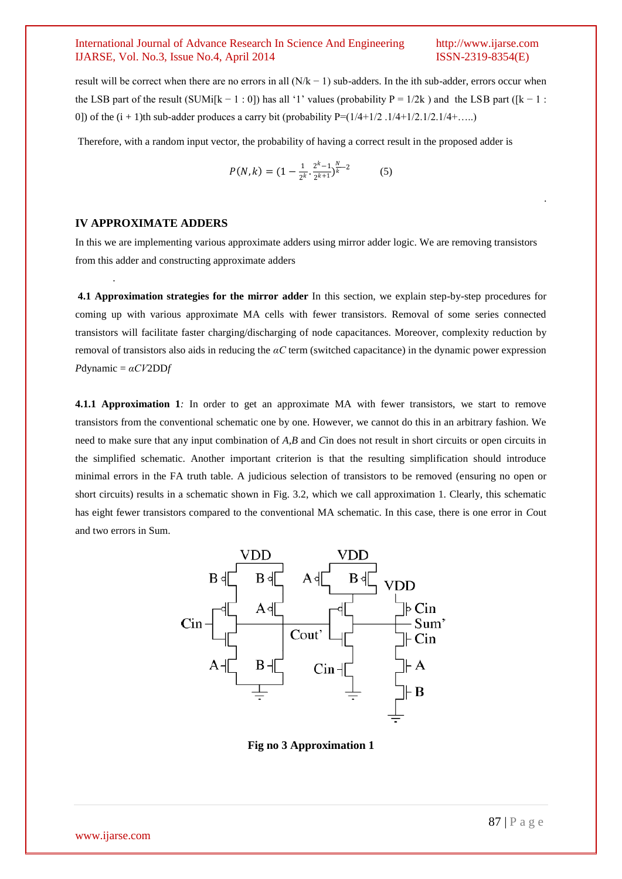result will be correct when there are no errors in all (N/k − 1) sub-adders. In the ith sub-adder, errors occur when the LSB part of the result (SUMi[k − 1 : 0]) has all '1' values (probability P = 1/2k ) and the LSB part ([k − 1 : 0]) of the (i + 1)th sub-adder produces a carry bit (probability P=(1/4+1/2 .1/4+1/2.1/2.1/4+…..)

Therefore, with a random input vector, the probability of having a correct result in the proposed adder is

$$P(N,k) = (1 - \frac{1}{2^k} \cdot \frac{2^k - 1}{2^{k+1}})^{\frac{N}{k} - 2} \qquad (5)$$

.

## IV APPROXIMATE ADDERS

In this we are implementing various approximate adders using mirror adder logic. We are removing transistors from this adder and constructing approximate adders

.

**4.1 Approximation strategies for the mirror adder** In this section, we explain step-by-step procedures for coming up with various approximate MA cells with fewer transistors. Removal of some series connected transistors will facilitate faster charging/discharging of node capacitances. Moreover, complexity reduction by removal of transistors also aids in reducing the *αC* term (switched capacitance) in the dynamic power expression *P*dynamic = *αCV*2DD*f*

**4.1.1 Approximation 1***:* In order to get an approximate MA with fewer transistors, we start to remove transistors from the conventional schematic one by one. However, we cannot do this in an arbitrary fashion. We need to make sure that any input combination of *A*,*B* and *C*in does not result in short circuits or open circuits in the simplified schematic. Another important criterion is that the resulting simplification should introduce minimal errors in the FA truth table. A judicious selection of transistors to be removed (ensuring no open or short circuits) results in a schematic shown in Fig. 3.2, which we call approximation 1. Clearly, this schematic has eight fewer transistors compared to the conventional MA schematic. In this case, there is one error in *C*out and two errors in Sum.

**Fig no 3 Approximation 1**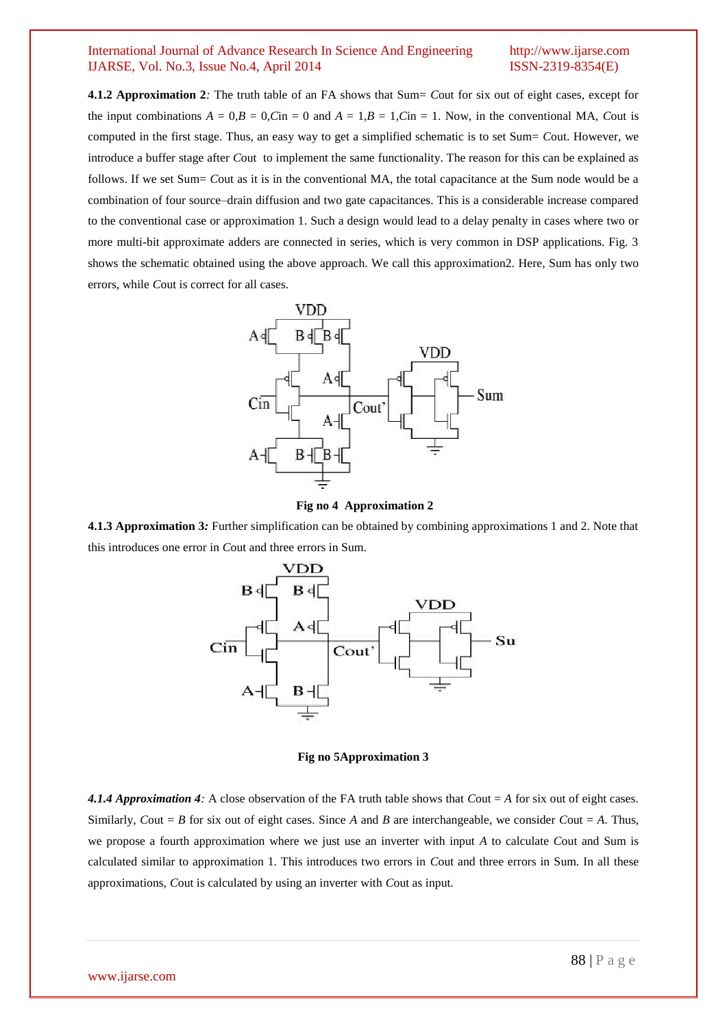**4.1.2 Approximation 2***:* The truth table of an FA shows that Sum= *C*out for six out of eight cases, except for the input combinations $A = 0, B = 0, Cin = 0$ and $A = 1, B = 1, Cin = 1$. Now, in the conventional MA, *C*out is computed in the first stage. Thus, an easy way to get a simplified schematic is to set Sum= *C*out. However, we introduce a buffer stage after *C*out to implement the same functionality. The reason for this can be explained as follows. If we set Sum= *C*out as it is in the conventional MA, the total capacitance at the Sum node would be a combination of four source–drain diffusion and two gate capacitances. This is a considerable increase compared to the conventional case or approximation 1. Such a design would lead to a delay penalty in cases where two or more multi-bit approximate adders are connected in series, which is very common in DSP applications. Fig. 3 shows the schematic obtained using the above approach. We call this approximation2. Here, Sum has only two errors, while *C*out is correct for all cases.

**Fig no 4 Approximation 2**

**4.1.3 Approximation 3***:* Further simplification can be obtained by combining approximations 1 and 2. Note that this introduces one error in *C*out and three errors in Sum.

**Fig no 5Approximation 3**

***4.1.4 Approximation 4****:* A close observation of the FA truth table shows that *C*out = *A* for six out of eight cases. Similarly, *C*out = *B* for six out of eight cases. Since *A* and *B* are interchangeable, we consider *C*out = *A*. Thus, we propose a fourth approximation where we just use an inverter with input *A* to calculate *C*out and Sum is calculated similar to approximation 1. This introduces two errors in *C*out and three errors in Sum. In all these approximations, *C*out is calculated by using an inverter with *C*out as input.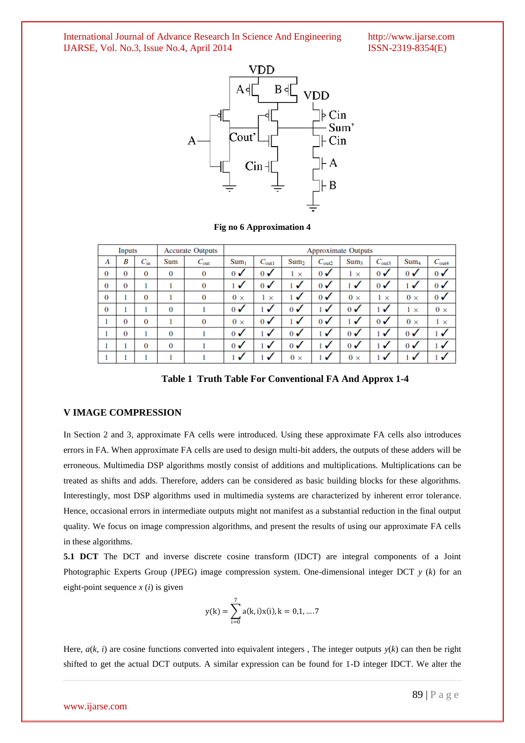Fig no 6 Approximation 4

| Inputs | | | Accurate Outputs | | Approximate Outputs | | | | | | | |
|---|---|---|---|---|---|---|---|---|---|---|---|---|
| $A$ | $B$ | $C_{in}$ | Sum | $C_{out}$ | $Sum_1$ | $C_{out1}$ | $Sum_2$ | $C_{out2}$ | $Sum_3$ | $C_{out3}$ | $Sum_4$ | $C_{out4}$ |
| 0 | 0 | 0 | 0 | 0 | 0 ✓ | 0 ✓ | 1 × | 0 ✓ | 1 × | 0 ✓ | 0 ✓ | 0 ✓ |
| 0 | 0 | 1 | 1 | 0 | 1 ✓ | 0 ✓ | 1 ✓ | 0 ✓ | 1 ✓ | 0 ✓ | 1 ✓ | 0 ✓ |
| 0 | 1 | 0 | 1 | 0 | 0 × | 1 × | 1 ✓ | 0 ✓ | 0 × | 1 × | 0 × | 0 ✓ |
| 0 | 1 | 1 | 0 | 1 | 0 ✓ | 1 ✓ | 0 ✓ | 1 ✓ | 0 ✓ | 1 ✓ | 1 × | 0 × |
| 1 | 0 | 0 | 1 | 0 | 0 × | 0 ✓ | 1 ✓ | 0 ✓ | 1 ✓ | 0 ✓ | 0 × | 1 × |
| 1 | 0 | 1 | 0 | 1 | 0 ✓ | 1 ✓ | 0 ✓ | 1 ✓ | 0 ✓ | 1 ✓ | 0 ✓ | 1 ✓ |
| 1 | 1 | 0 | 0 | 1 | 0 ✓ | 1 ✓ | 0 ✓ | 1 ✓ | 0 ✓ | 1 ✓ | 0 ✓ | 1 ✓ |
| 1 | 1 | 1 | 1 | 1 | 1 ✓ | 1 ✓ | 0 × | 1 ✓ | 0 × | 1 ✓ | 1 ✓ | 1 ✓ |

**Table 1 Truth Table For Conventional FA And Approx 1-4**

## V IMAGE COMPRESSION

In Section 2 and 3, approximate FA cells were introduced. Using these approximate FA cells also introduces errors in FA. When approximate FA cells are used to design multi-bit adders, the outputs of these adders will be erroneous. Multimedia DSP algorithms mostly consist of additions and multiplications. Multiplications can be treated as shifts and adds. Therefore, adders can be considered as basic building blocks for these algorithms. Interestingly, most DSP algorithms used in multimedia systems are characterized by inherent error tolerance. Hence, occasional errors in intermediate outputs might not manifest as a substantial reduction in the final output quality. We focus on image compression algorithms, and present the results of using our approximate FA cells in these algorithms.

**5.1 DCT** The DCT and inverse discrete cosine transform (IDCT) are integral components of a Joint Photographic Experts Group (JPEG) image compression system. One-dimensional integer DCT $y$ ($k$) for an eight-point sequence $x$ ($i$) is given

$$y(k) = \sum_{i=0}^{7} a(k,i)x(i), k = 0,1, \ldots .7$$

Here, $a(k, i)$ are cosine functions converted into equivalent integers , The integer outputs $y(k)$ can then be right shifted to get the actual DCT outputs. A similar expression can be found for 1-D integer IDCT. We alter the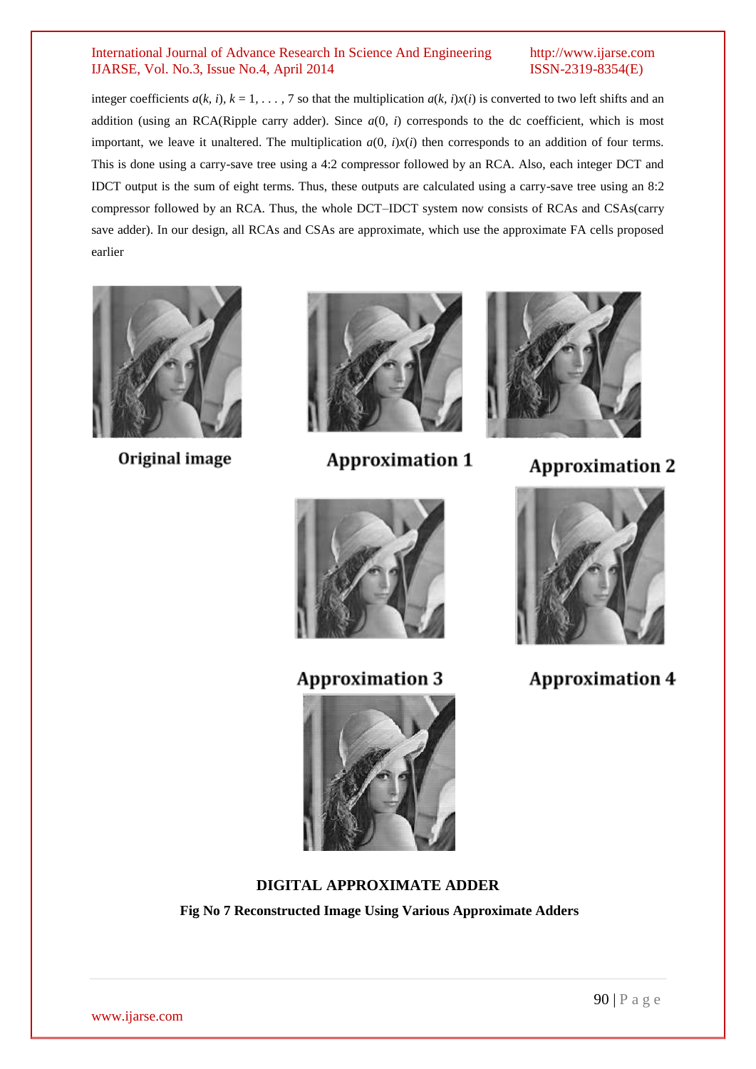integer coefficients $a(k, i)$, $k = 1, \ldots, 7$ so that the multiplication $a(k, i)x(i)$ is converted to two left shifts and an addition (using an RCA(Ripple carry adder). Since $a(0, i)$ corresponds to the dc coefficient, which is most important, we leave it unaltered. The multiplication $a(0, i)x(i)$ then corresponds to an addition of four terms. This is done using a carry-save tree using a 4:2 compressor followed by an RCA. Also, each integer DCT and IDCT output is the sum of eight terms. Thus, these outputs are calculated using a carry-save tree using an 8:2 compressor followed by an RCA. Thus, the whole DCT–IDCT system now consists of RCAs and CSAs(carry save adder). In our design, all RCAs and CSAs are approximate, which use the approximate FA cells proposed earlier

Original image

Approximation 1

Approximation 2

Approximation 3

Approximation 4

**DIGITAL APPROXIMATE ADDER**

**Fig No 7 Reconstructed Image Using Various Approximate Adders**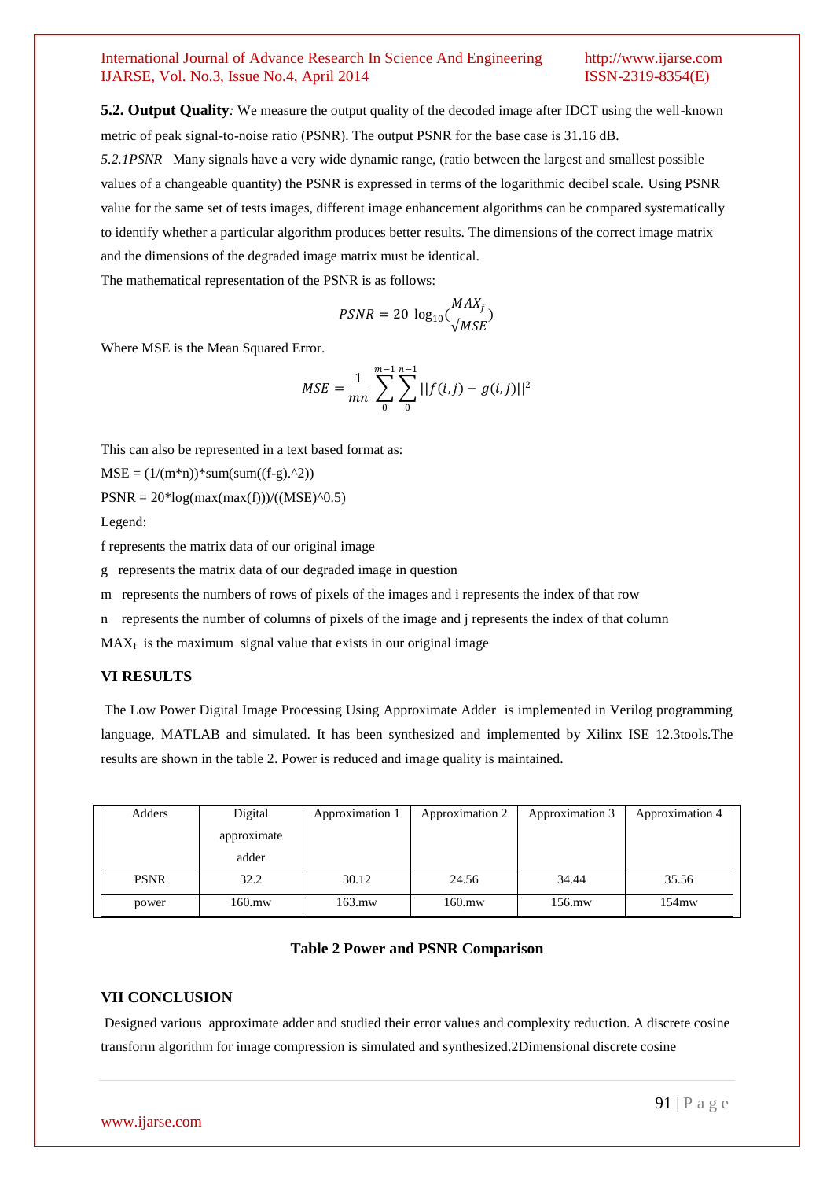**5.2. Output Quality***:* We measure the output quality of the decoded image after IDCT using the well-known metric of peak signal-to-noise ratio (PSNR). The output PSNR for the base case is 31.16 dB.

*5.2.1PSNR* Many signals have a very wide dynamic range, (ratio between the largest and smallest possible values of a changeable quantity) the PSNR is expressed in terms of the logarithmic decibel scale. Using PSNR value for the same set of tests images, different image enhancement algorithms can be compared systematically to identify whether a particular algorithm produces better results. The dimensions of the correct image matrix and the dimensions of the degraded image matrix must be identical.

The mathematical representation of the PSNR is as follows:

$$PSNR = 20\ \log_{10}(\frac{MAX_f}{\sqrt{MSE}})$$

Where MSE is the Mean Squared Error.

$$MSE = \frac{1}{mn}\sum_{0}^{m-1}\sum_{0}^{n-1}||f(i,j) - g(i,j)||^2$$

This can also be represented in a text based format as:

MSE = (1/(m*n))*sum(sum((f-g).^2))

PSNR = 20*log(max(max(f)))/((MSE)^0.5)

Legend:

f represents the matrix data of our original image

g represents the matrix data of our degraded image in question

m represents the numbers of rows of pixels of the images and i represents the index of that row

n represents the number of columns of pixels of the image and j represents the index of that column

$MAX_f$ is the maximum signal value that exists in our original image

## VI RESULTS

The Low Power Digital Image Processing Using Approximate Adder is implemented in Verilog programming language, MATLAB and simulated. It has been synthesized and implemented by Xilinx ISE 12.3tools.The results are shown in the table 2. Power is reduced and image quality is maintained.

| Adders | Digital approximate adder | Approximation 1 | Approximation 2 | Approximation 3 | Approximation 4 |
|---|---|---|---|---|---|
| PSNR | 32.2 | 30.12 | 24.56 | 34.44 | 35.56 |
| power | 160.mw | 163.mw | 160.mw | 156.mw | 154mw |

**Table 2 Power and PSNR Comparison**

## VII CONCLUSION

Designed various approximate adder and studied their error values and complexity reduction. A discrete cosine transform algorithm for image compression is simulated and synthesized.2Dimensional discrete cosine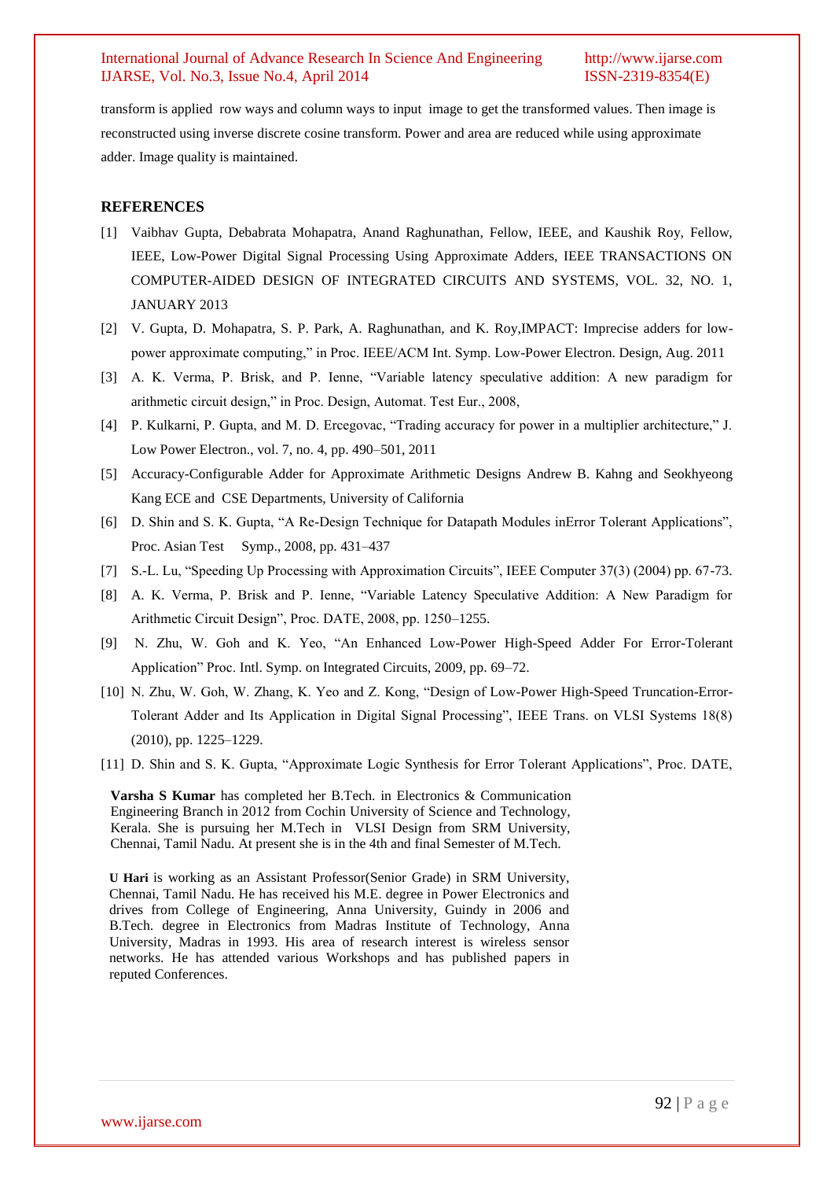transform is applied row ways and column ways to input image to get the transformed values. Then image is reconstructed using inverse discrete cosine transform. Power and area are reduced while using approximate adder. Image quality is maintained.

## REFERENCES

[1] Vaibhav Gupta, Debabrata Mohapatra, Anand Raghunathan, Fellow, IEEE, and Kaushik Roy, Fellow, IEEE, Low-Power Digital Signal Processing Using Approximate Adders, IEEE TRANSACTIONS ON COMPUTER-AIDED DESIGN OF INTEGRATED CIRCUITS AND SYSTEMS, VOL. 32, NO. 1, JANUARY 2013

[2] V. Gupta, D. Mohapatra, S. P. Park, A. Raghunathan, and K. Roy,IMPACT: Imprecise adders for low-power approximate computing," in Proc. IEEE/ACM Int. Symp. Low-Power Electron. Design, Aug. 2011

[3] A. K. Verma, P. Brisk, and P. Ienne, "Variable latency speculative addition: A new paradigm for arithmetic circuit design," in Proc. Design, Automat. Test Eur., 2008,

[4] P. Kulkarni, P. Gupta, and M. D. Ercegovac, "Trading accuracy for power in a multiplier architecture," J. Low Power Electron., vol. 7, no. 4, pp. 490–501, 2011

[5] Accuracy-Configurable Adder for Approximate Arithmetic Designs Andrew B. Kahng and Seokhyeong Kang ECE and CSE Departments, University of California

[6] D. Shin and S. K. Gupta, "A Re-Design Technique for Datapath Modules inError Tolerant Applications", Proc. Asian Test Symp., 2008, pp. 431–437

[7] S.-L. Lu, "Speeding Up Processing with Approximation Circuits", IEEE Computer 37(3) (2004) pp. 67-73.

[8] A. K. Verma, P. Brisk and P. Ienne, "Variable Latency Speculative Addition: A New Paradigm for Arithmetic Circuit Design", Proc. DATE, 2008, pp. 1250–1255.

[9] N. Zhu, W. Goh and K. Yeo, "An Enhanced Low-Power High-Speed Adder For Error-Tolerant Application" Proc. Intl. Symp. on Integrated Circuits, 2009, pp. 69–72.

[10] N. Zhu, W. Goh, W. Zhang, K. Yeo and Z. Kong, "Design of Low-Power High-Speed Truncation-Error-Tolerant Adder and Its Application in Digital Signal Processing", IEEE Trans. on VLSI Systems 18(8) (2010), pp. 1225–1229.

[11] D. Shin and S. K. Gupta, "Approximate Logic Synthesis for Error Tolerant Applications", Proc. DATE,

**Varsha S Kumar** has completed her B.Tech. in Electronics & Communication Engineering Branch in 2012 from Cochin University of Science and Technology, Kerala. She is pursuing her M.Tech in VLSI Design from SRM University, Chennai, Tamil Nadu. At present she is in the 4th and final Semester of M.Tech.

**U Hari** is working as an Assistant Professor(Senior Grade) in SRM University, Chennai, Tamil Nadu. He has received his M.E. degree in Power Electronics and drives from College of Engineering, Anna University, Guindy in 2006 and B.Tech. degree in Electronics from Madras Institute of Technology, Anna University, Madras in 1993. His area of research interest is wireless sensor networks. He has attended various Workshops and has published papers in reputed Conferences.